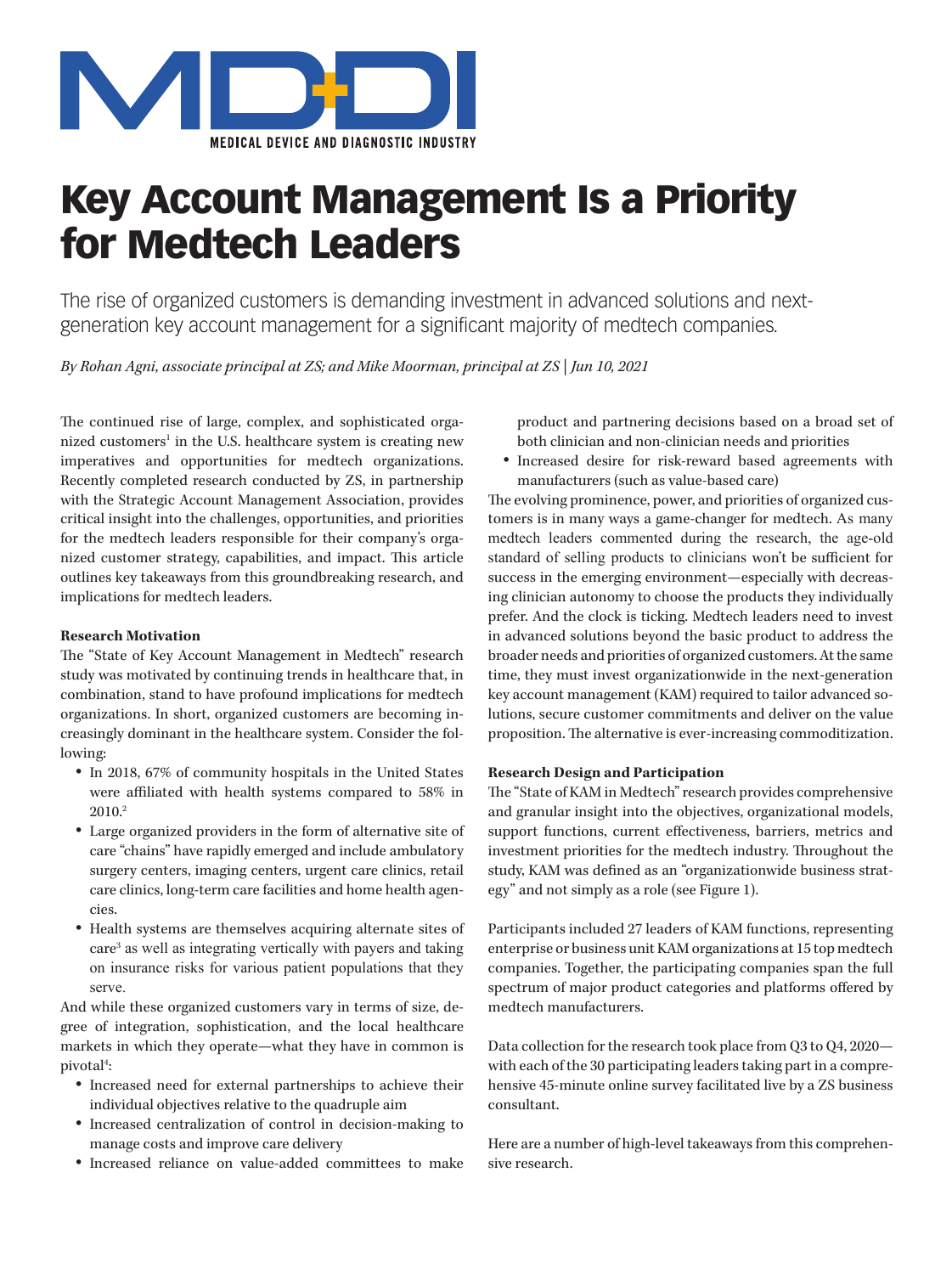MEDICAL DEVICE AND DIAGNOSTIC INDUSTRY

# Key Account Management Is a Priority for Medtech Leaders

The rise of organized customers is demanding investment in advanced solutions and next-generation key account management for a significant majority of medtech companies.

*By Rohan Agni, associate principal at ZS; and Mike Moorman, principal at ZS | Jun 10, 2021*

The continued rise of large, complex, and sophisticated organized customers[1] in the U.S. healthcare system is creating new imperatives and opportunities for medtech organizations. Recently completed research conducted by ZS, in partnership with the Strategic Account Management Association, provides critical insight into the challenges, opportunities, and priorities for the medtech leaders responsible for their company's organized customer strategy, capabilities, and impact. This article outlines key takeaways from this groundbreaking research, and implications for medtech leaders.

**Research Motivation**

The "State of Key Account Management in Medtech" research study was motivated by continuing trends in healthcare that, in combination, stand to have profound implications for medtech organizations. In short, organized customers are becoming increasingly dominant in the healthcare system. Consider the following:

- In 2018, 67% of community hospitals in the United States were affiliated with health systems compared to 58% in 2010.[2]
- Large organized providers in the form of alternative site of care "chains" have rapidly emerged and include ambulatory surgery centers, imaging centers, urgent care clinics, retail care clinics, long-term care facilities and home health agencies.
- Health systems are themselves acquiring alternate sites of care[3] as well as integrating vertically with payers and taking on insurance risks for various patient populations that they serve.

And while these organized customers vary in terms of size, degree of integration, sophistication, and the local healthcare markets in which they operate—what they have in common is pivotal[4]:

- Increased need for external partnerships to achieve their individual objectives relative to the quadruple aim
- Increased centralization of control in decision-making to manage costs and improve care delivery
- Increased reliance on value-added committees to make product and partnering decisions based on a broad set of both clinician and non-clinician needs and priorities
- Increased desire for risk-reward based agreements with manufacturers (such as value-based care)

The evolving prominence, power, and priorities of organized customers is in many ways a game-changer for medtech. As many medtech leaders commented during the research, the age-old standard of selling products to clinicians won't be sufficient for success in the emerging environment—especially with decreasing clinician autonomy to choose the products they individually prefer. And the clock is ticking. Medtech leaders need to invest in advanced solutions beyond the basic product to address the broader needs and priorities of organized customers. At the same time, they must invest organizationwide in the next-generation key account management (KAM) required to tailor advanced solutions, secure customer commitments and deliver on the value proposition. The alternative is ever-increasing commoditization.

**Research Design and Participation**

The "State of KAM in Medtech" research provides comprehensive and granular insight into the objectives, organizational models, support functions, current effectiveness, barriers, metrics and investment priorities for the medtech industry. Throughout the study, KAM was defined as an "organizationwide business strategy" and not simply as a role (see Figure 1).

Participants included 27 leaders of KAM functions, representing enterprise or business unit KAM organizations at 15 top medtech companies. Together, the participating companies span the full spectrum of major product categories and platforms offered by medtech manufacturers.

Data collection for the research took place from Q3 to Q4, 2020—with each of the 30 participating leaders taking part in a comprehensive 45-minute online survey facilitated live by a ZS business consultant.

Here are a number of high-level takeaways from this comprehensive research.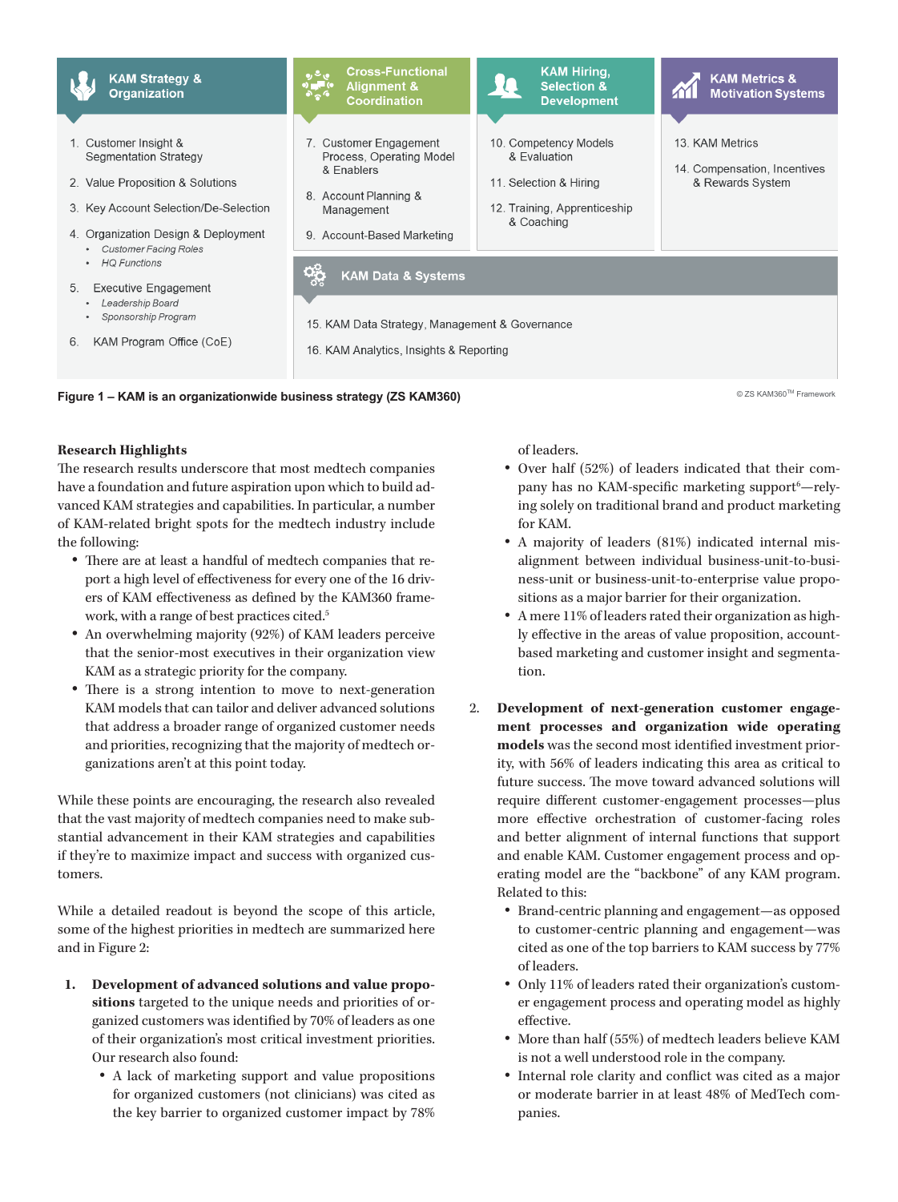**KAM Strategy & Organization**

1. Customer Insight & Segmentation Strategy
2. Value Proposition & Solutions
3. Key Account Selection/De-Selection
4. Organization Design & Deployment
   - *Customer Facing Roles*
   - *HQ Functions*
5. Executive Engagement
   - *Leadership Board*
   - *Sponsorship Program*
6. KAM Program Office (CoE)

**Cross-Functional Alignment & Coordination**

7. Customer Engagement Process, Operating Model & Enablers
8. Account Planning & Management
9. Account-Based Marketing

**KAM Hiring, Selection & Development**

10. Competency Models & Evaluation
11. Selection & Hiring
12. Training, Apprenticeship & Coaching

**KAM Metrics & Motivation Systems**

13. KAM Metrics
14. Compensation, Incentives & Rewards System

**KAM Data & Systems**

15. KAM Data Strategy, Management & Governance
16. KAM Analytics, Insights & Reporting

**Figure 1 – KAM is an organizationwide business strategy (ZS KAM360)**

© ZS KAM360™ Framework

**Research Highlights**

The research results underscore that most medtech companies have a foundation and future aspiration upon which to build advanced KAM strategies and capabilities. In particular, a number of KAM-related bright spots for the medtech industry include the following:

- There are at least a handful of medtech companies that report a high level of effectiveness for every one of the 16 drivers of KAM effectiveness as defined by the KAM360 framework, with a range of best practices cited.[5]
- An overwhelming majority (92%) of KAM leaders perceive that the senior-most executives in their organization view KAM as a strategic priority for the company.
- There is a strong intention to move to next-generation KAM models that can tailor and deliver advanced solutions that address a broader range of organized customer needs and priorities, recognizing that the majority of medtech organizations aren't at this point today.

While these points are encouraging, the research also revealed that the vast majority of medtech companies need to make substantial advancement in their KAM strategies and capabilities if they're to maximize impact and success with organized customers.

While a detailed readout is beyond the scope of this article, some of the highest priorities in medtech are summarized here and in Figure 2:

1. **Development of advanced solutions and value propositions** targeted to the unique needs and priorities of organized customers was identified by 70% of leaders as one of their organization's most critical investment priorities. Our research also found:
   - A lack of marketing support and value propositions for organized customers (not clinicians) was cited as the key barrier to organized customer impact by 78% of leaders.
   - Over half (52%) of leaders indicated that their company has no KAM-specific marketing support[6]—relying solely on traditional brand and product marketing for KAM.
   - A majority of leaders (81%) indicated internal misalignment between individual business-unit-to-business-unit or business-unit-to-enterprise value propositions as a major barrier for their organization.
   - A mere 11% of leaders rated their organization as highly effective in the areas of value proposition, account-based marketing and customer insight and segmentation.

2. **Development of next-generation customer engagement processes and organization wide operating models** was the second most identified investment priority, with 56% of leaders indicating this area as critical to future success. The move toward advanced solutions will require different customer-engagement processes—plus more effective orchestration of customer-facing roles and better alignment of internal functions that support and enable KAM. Customer engagement process and operating model are the "backbone" of any KAM program. Related to this:
   - Brand-centric planning and engagement—as opposed to customer-centric planning and engagement—was cited as one of the top barriers to KAM success by 77% of leaders.
   - Only 11% of leaders rated their organization's customer engagement process and operating model as highly effective.
   - More than half (55%) of medtech leaders believe KAM is not a well understood role in the company.
   - Internal role clarity and conflict was cited as a major or moderate barrier in at least 48% of MedTech companies.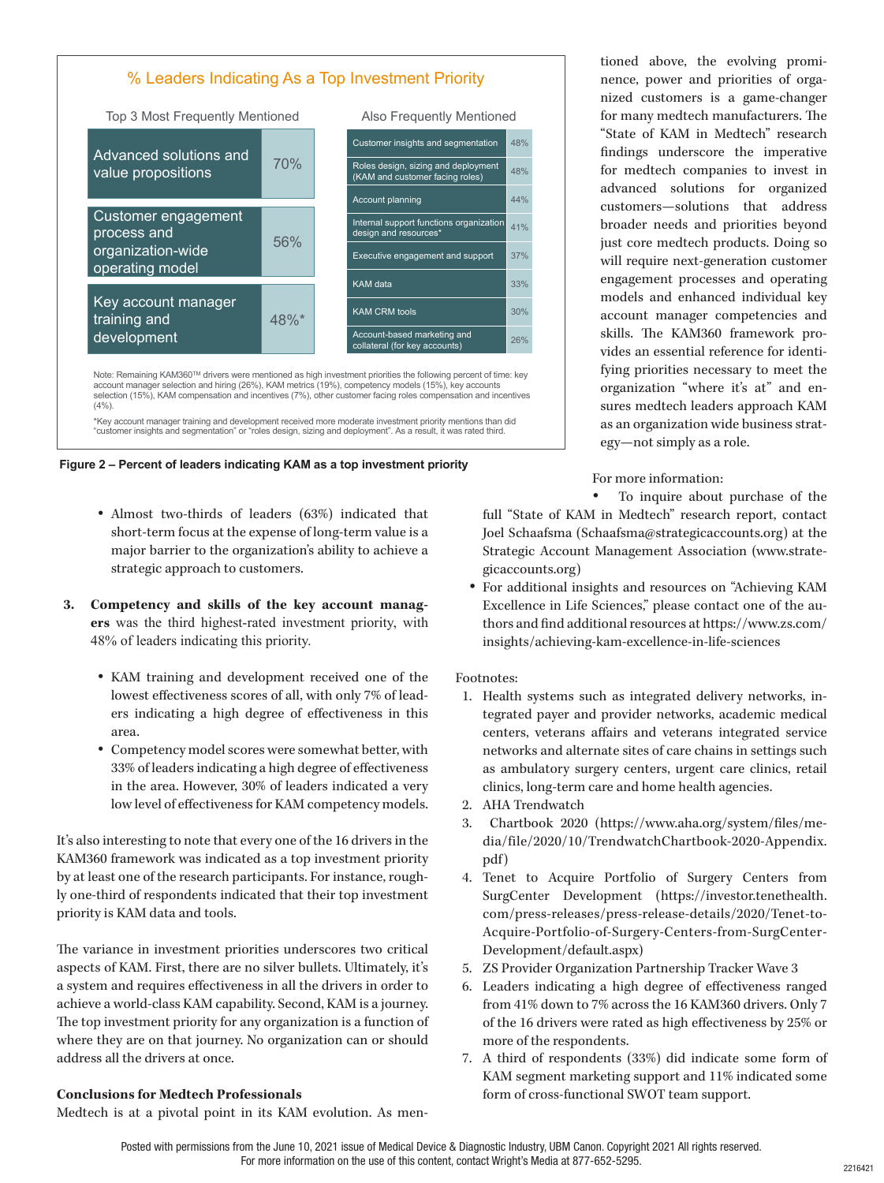% Leaders Indicating As a Top Investment Priority

Top 3 Most Frequently Mentioned

Advanced solutions and value propositions 70%

Customer engagement process and organization-wide operating model 56%

Key account manager training and development 48%*

Also Frequently Mentioned

Customer insights and segmentation 48%

Roles design, sizing and deployment (KAM and customer facing roles) 48%

Account planning 44%

Internal support functions organization design and resources* 41%

Executive engagement and support 37%

KAM data 33%

KAM CRM tools 30%

Account-based marketing and collateral (for key accounts) 26%

Note: Remaining KAM360™ drivers were mentioned as high investment priorities the following percent of time: key account manager selection and hiring (26%), KAM metrics (19%), competency models (15%), key accounts selection (15%), KAM compensation and incentives (7%), other customer facing roles compensation and incentives (4%).

*Key account manager training and development received more moderate investment priority mentions than did "customer insights and segmentation" or "roles design, sizing and deployment". As a result, it was rated third.

**Figure 2 – Percent of leaders indicating KAM as a top investment priority**

- Almost two-thirds of leaders (63%) indicated that short-term focus at the expense of long-term value is a major barrier to the organization's ability to achieve a strategic approach to customers.

3. **Competency and skills of the key account managers** was the third highest-rated investment priority, with 48% of leaders indicating this priority.

   - KAM training and development received one of the lowest effectiveness scores of all, with only 7% of leaders indicating a high degree of effectiveness in this area.
   - Competency model scores were somewhat better, with 33% of leaders indicating a high degree of effectiveness in the area. However, 30% of leaders indicated a very low level of effectiveness for KAM competency models.

It's also interesting to note that every one of the 16 drivers in the KAM360 framework was indicated as a top investment priority by at least one of the research participants. For instance, roughly one-third of respondents indicated that their top investment priority is KAM data and tools.

The variance in investment priorities underscores two critical aspects of KAM. First, there are no silver bullets. Ultimately, it's a system and requires effectiveness in all the drivers in order to achieve a world-class KAM capability. Second, KAM is a journey. The top investment priority for any organization is a function of where they are on that journey. No organization can or should address all the drivers at once.

**Conclusions for Medtech Professionals**

Medtech is at a pivotal point in its KAM evolution. As mentioned above, the evolving prominence, power and priorities of organized customers is a game-changer for many medtech manufacturers. The "State of KAM in Medtech" research findings underscore the imperative for medtech companies to invest in advanced solutions for organized customers—solutions that address broader needs and priorities beyond just core medtech products. Doing so will require next-generation customer engagement processes and operating models and enhanced individual key account manager competencies and skills. The KAM360 framework provides an essential reference for identifying priorities necessary to meet the organization "where it's at" and ensures medtech leaders approach KAM as an organization wide business strategy—not simply as a role.

For more information:

- To inquire about purchase of the full "State of KAM in Medtech" research report, contact Joel Schaafsma (Schaafsma@strategicaccounts.org) at the Strategic Account Management Association (www.strategicaccounts.org)
- For additional insights and resources on "Achieving KAM Excellence in Life Sciences," please contact one of the authors and find additional resources at https://www.zs.com/insights/achieving-kam-excellence-in-life-sciences

Footnotes:

1. Health systems such as integrated delivery networks, integrated payer and provider networks, academic medical centers, veterans affairs and veterans integrated service networks and alternate sites of care chains in settings such as ambulatory surgery centers, urgent care clinics, retail clinics, long-term care and home health agencies.
2. AHA Trendwatch
3. Chartbook 2020 (https://www.aha.org/system/files/media/file/2020/10/TrendwatchChartbook-2020-Appendix.pdf)
4. Tenet to Acquire Portfolio of Surgery Centers from SurgCenter Development (https://investor.tenethealth.com/press-releases/press-release-details/2020/Tenet-to-Acquire-Portfolio-of-Surgery-Centers-from-SurgCenter-Development/default.aspx)
5. ZS Provider Organization Partnership Tracker Wave 3
6. Leaders indicating a high degree of effectiveness ranged from 41% down to 7% across the 16 KAM360 drivers. Only 7 of the 16 drivers were rated as high effectiveness by 25% or more of the respondents.
7. A third of respondents (33%) did indicate some form of KAM segment marketing support and 11% indicated some form of cross-functional SWOT team support.

Posted with permissions from the June 10, 2021 issue of Medical Device & Diagnostic Industry, UBM Canon. Copyright 2021 All rights reserved.
For more information on the use of this content, contact Wright's Media at 877-652-5295.

2216421